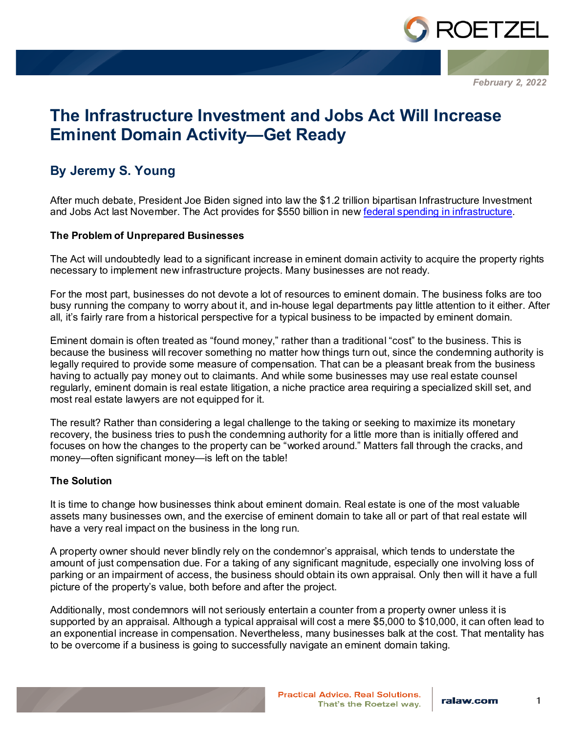February 2, 2022

# The Infrastructure Investment and Jobs Act Will Increase Eminent Domain Activity—Get Ready

## By Jeremy S. Young

After much debate, President Joe Biden signed into law the $1.2 trillion bipartisan Infrastructure Investment and Jobs Act last November. The Act provides for $550 billion in new federal spending in infrastructure.

**The Problem of Unprepared Businesses**

The Act will undoubtedly lead to a significant increase in eminent domain activity to acquire the property rights necessary to implement new infrastructure projects. Many businesses are not ready.

For the most part, businesses do not devote a lot of resources to eminent domain. The business folks are too busy running the company to worry about it, and in-house legal departments pay little attention to it either. After all, it's fairly rare from a historical perspective for a typical business to be impacted by eminent domain.

Eminent domain is often treated as "found money," rather than a traditional "cost" to the business. This is because the business will recover something no matter how things turn out, since the condemning authority is legally required to provide some measure of compensation. That can be a pleasant break from the business having to actually pay money out to claimants. And while some businesses may use real estate counsel regularly, eminent domain is real estate litigation, a niche practice area requiring a specialized skill set, and most real estate lawyers are not equipped for it.

The result? Rather than considering a legal challenge to the taking or seeking to maximize its monetary recovery, the business tries to push the condemning authority for a little more than is initially offered and focuses on how the changes to the property can be "worked around." Matters fall through the cracks, and money—often significant money—is left on the table!

**The Solution**

It is time to change how businesses think about eminent domain. Real estate is one of the most valuable assets many businesses own, and the exercise of eminent domain to take all or part of that real estate will have a very real impact on the business in the long run.

A property owner should never blindly rely on the condemnor's appraisal, which tends to understate the amount of just compensation due. For a taking of any significant magnitude, especially one involving loss of parking or an impairment of access, the business should obtain its own appraisal. Only then will it have a full picture of the property's value, both before and after the project.

Additionally, most condemnors will not seriously entertain a counter from a property owner unless it is supported by an appraisal. Although a typical appraisal will cost a mere $5,000 to $10,000, it can often lead to an exponential increase in compensation. Nevertheless, many businesses balk at the cost. That mentality has to be overcome if a business is going to successfully navigate an eminent domain taking.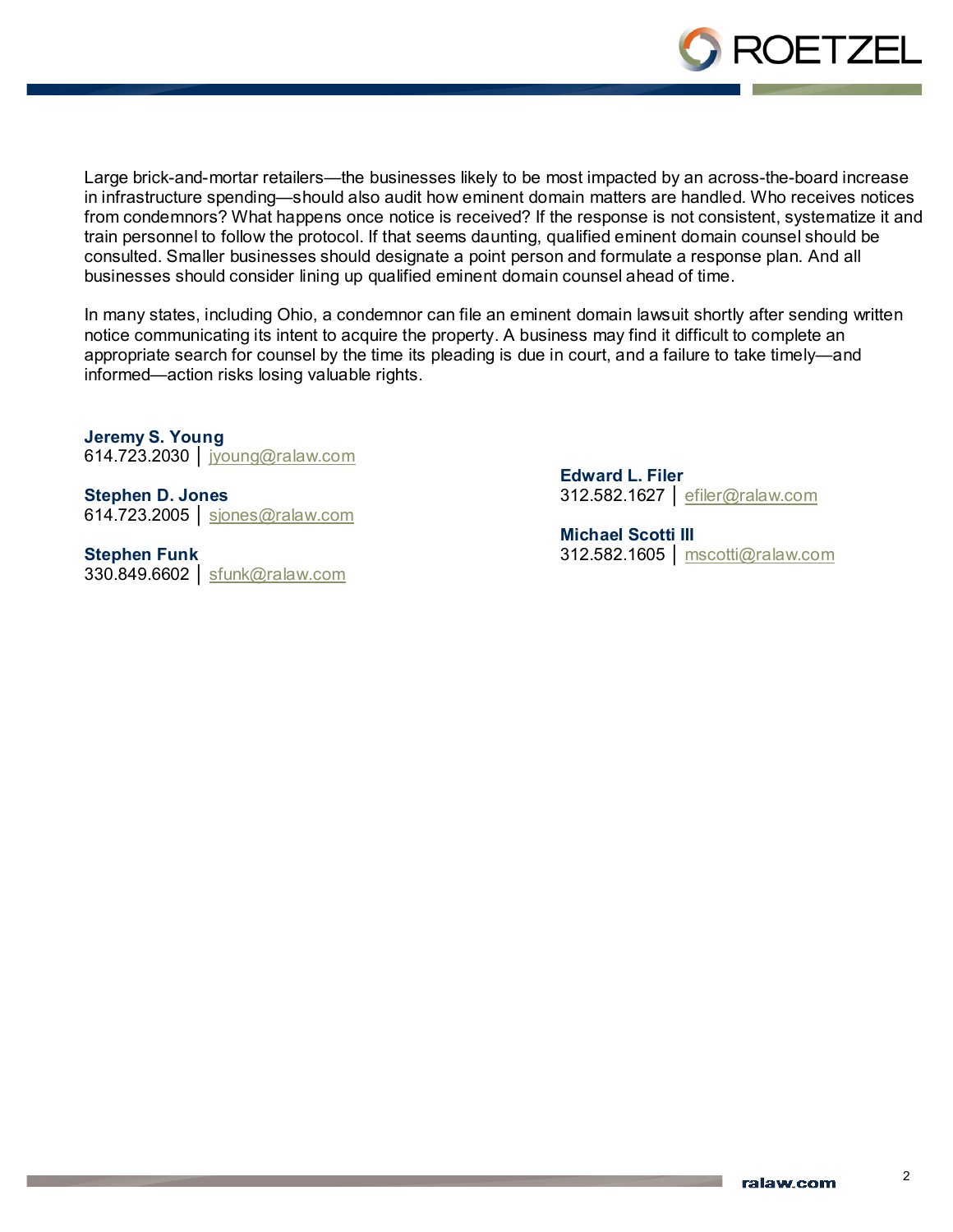Large brick-and-mortar retailers—the businesses likely to be most impacted by an across-the-board increase in infrastructure spending—should also audit how eminent domain matters are handled. Who receives notices from condemnors? What happens once notice is received? If the response is not consistent, systematize it and train personnel to follow the protocol. If that seems daunting, qualified eminent domain counsel should be consulted. Smaller businesses should designate a point person and formulate a response plan. And all businesses should consider lining up qualified eminent domain counsel ahead of time.

In many states, including Ohio, a condemnor can file an eminent domain lawsuit shortly after sending written notice communicating its intent to acquire the property. A business may find it difficult to complete an appropriate search for counsel by the time its pleading is due in court, and a failure to take timely—and informed—action risks losing valuable rights.

**Jeremy S. Young**
614.723.2030 | jyoung@ralaw.com

**Stephen D. Jones**
614.723.2005 | sjones@ralaw.com

**Stephen Funk**
330.849.6602 | sfunk@ralaw.com

**Edward L. Filer**
312.582.1627 | efiler@ralaw.com

**Michael Scotti III**
312.582.1605 | mscotti@ralaw.com